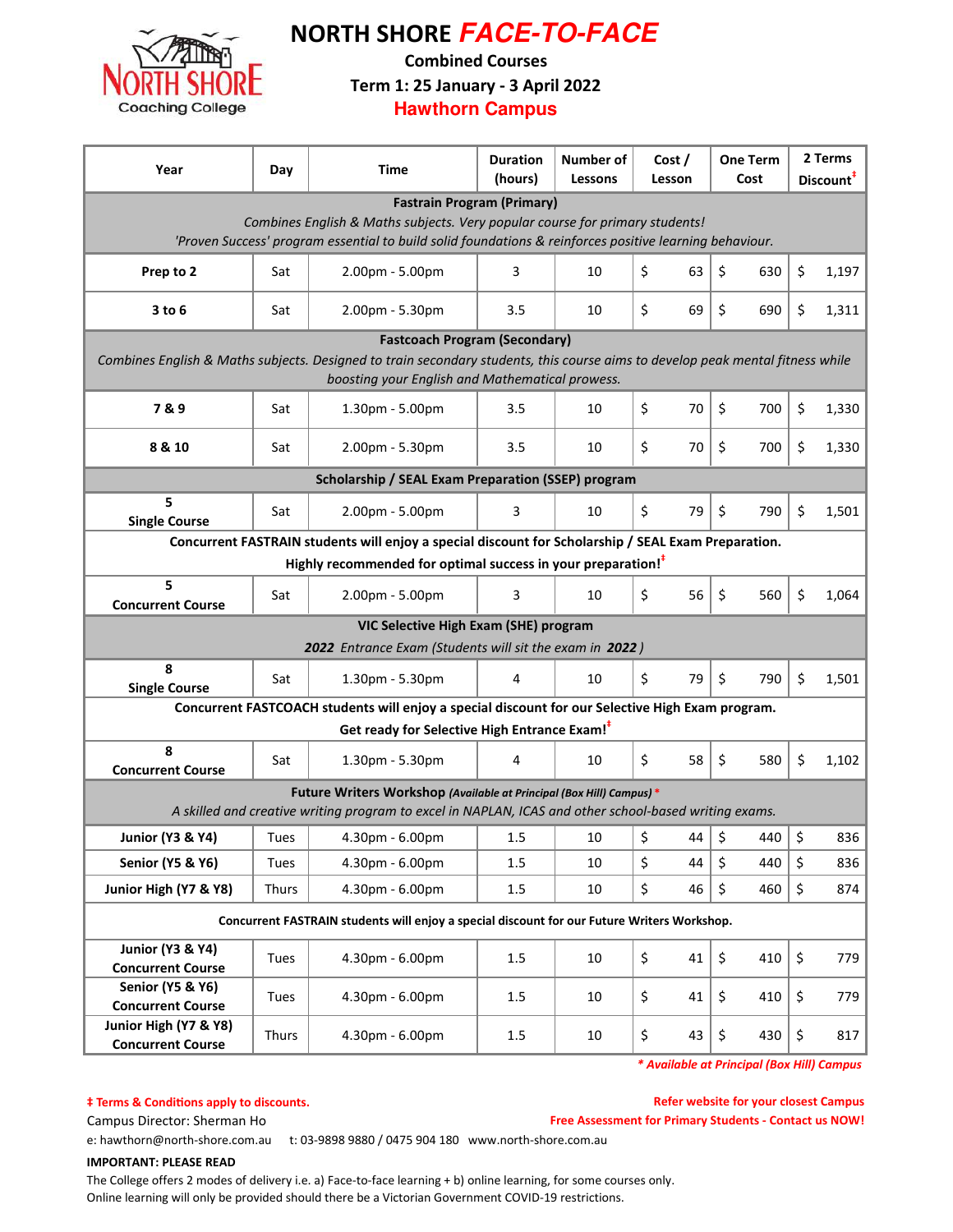# NORTH SHORE *FACE-TO-FACE*

**Combined Courses**

**Term 1: 25 January - 3 April 2022**

**Hawthorn Campus**

| Year | Day | Time | Duration (hours) | Number of Lessons | Cost / Lesson | One Term Cost | 2 Terms Discount‡ |
|---|---|---|---|---|---|---|---|
| **Fastrain Program (Primary)** *Combines English & Maths subjects. Very popular course for primary students! 'Proven Success' program essential to build solid foundations & reinforces positive learning behaviour.* | | | | | | | |
| **Prep to 2** | Sat | 2.00pm - 5.00pm | 3 | 10 | $ 63 | $ 630 | $ 1,197 |
| **3 to 6** | Sat | 2.00pm - 5.30pm | 3.5 | 10 | $ 69 | $ 690 | $ 1,311 |
| **Fastcoach Program (Secondary)** *Combines English & Maths subjects. Designed to train secondary students, this course aims to develop peak mental fitness while boosting your English and Mathematical prowess.* | | | | | | | |
| **7 & 9** | Sat | 1.30pm - 5.00pm | 3.5 | 10 | $ 70 | $ 700 | $ 1,330 |
| **8 & 10** | Sat | 2.00pm - 5.30pm | 3.5 | 10 | $ 70 | $ 700 | $ 1,330 |
| **Scholarship / SEAL Exam Preparation (SSEP) program** | | | | | | | |
| **5 Single Course** | Sat | 2.00pm - 5.00pm | 3 | 10 | $ 79 | $ 790 | $ 1,501 |
| **Concurrent FASTRAIN students will enjoy a special discount for Scholarship / SEAL Exam Preparation. Highly recommended for optimal success in your preparation!‡** | | | | | | | |
| **5 Concurrent Course** | Sat | 2.00pm - 5.00pm | 3 | 10 | $ 56 | $ 560 | $ 1,064 |
| **VIC Selective High Exam (SHE) program** ***2022*** *Entrance Exam (Students will sit the exam in* ***2022*** *)* | | | | | | | |
| **8 Single Course** | Sat | 1.30pm - 5.30pm | 4 | 10 | $ 79 | $ 790 | $ 1,501 |
| **Concurrent FASTCOACH students will enjoy a special discount for our Selective High Exam program. Get ready for Selective High Entrance Exam!‡** | | | | | | | |
| **8 Concurrent Course** | Sat | 1.30pm - 5.30pm | 4 | 10 | $ 58 | $ 580 | $ 1,102 |
| **Future Writers Workshop** ***(Available at Principal (Box Hill) Campus)*** * *A skilled and creative writing program to excel in NAPLAN, ICAS and other school-based writing exams.* | | | | | | | |
| **Junior (Y3 & Y4)** | Tues | 4.30pm - 6.00pm | 1.5 | 10 | $ 44 | $ 440 | $ 836 |
| **Senior (Y5 & Y6)** | Tues | 4.30pm - 6.00pm | 1.5 | 10 | $ 44 | $ 440 | $ 836 |
| **Junior High (Y7 & Y8)** | Thurs | 4.30pm - 6.00pm | 1.5 | 10 | $ 46 | $ 460 | $ 874 |
| **Concurrent FASTRAIN students will enjoy a special discount for our Future Writers Workshop.** | | | | | | | |
| **Junior (Y3 & Y4) Concurrent Course** | Tues | 4.30pm - 6.00pm | 1.5 | 10 | $ 41 | $ 410 | $ 779 |
| **Senior (Y5 & Y6) Concurrent Course** | Tues | 4.30pm - 6.00pm | 1.5 | 10 | $ 41 | $ 410 | $ 779 |
| **Junior High (Y7 & Y8) Concurrent Course** | Thurs | 4.30pm - 6.00pm | 1.5 | 10 | $ 43 | $ 430 | $ 817 |

***\* Available at Principal (Box Hill) Campus***

**‡ Terms & Conditions apply to discounts.**

**Refer website for your closest Campus**

**Free Assessment for Primary Students - Contact us NOW!**

Campus Director: Sherman Ho

e: hawthorn@north-shore.com.au t: 03-9898 9880 / 0475 904 180 www.north-shore.com.au

**IMPORTANT: PLEASE READ**

The College offers 2 modes of delivery i.e. a) Face-to-face learning + b) online learning, for some courses only.
Online learning will only be provided should there be a Victorian Government COVID-19 restrictions.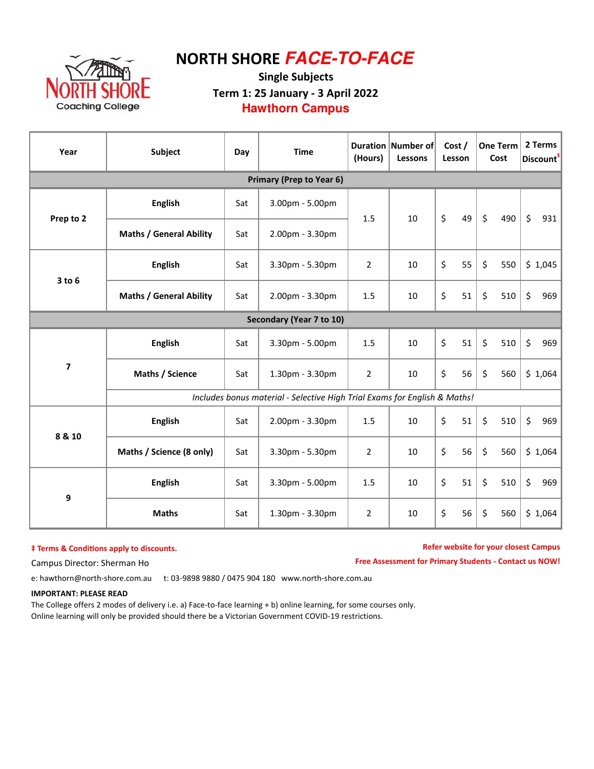# NORTH SHORE *FACE-TO-FACE*

**Single Subjects**

**Term 1: 25 January - 3 April 2022**

**Hawthorn Campus**

| Year | Subject | Day | Time | Duration (Hours) | Number of Lessons | Cost / Lesson | One Term Cost | 2 Terms Discount‡ |
|---|---|---|---|---|---|---|---|---|
| **Primary (Prep to Year 6)** | | | | | | | | |
| Prep to 2 | English | Sat | 3.00pm - 5.00pm | 1.5 | 10 | $ 49 | $ 490 | $ 931 |
| | Maths / General Ability | Sat | 2.00pm - 3.30pm | | | | | |
| 3 to 6 | English | Sat | 3.30pm - 5.30pm | 2 | 10 | $ 55 | $ 550 | $ 1,045 |
| | Maths / General Ability | Sat | 2.00pm - 3.30pm | 1.5 | 10 | $ 51 | $ 510 | $ 969 |
| **Secondary (Year 7 to 10)** | | | | | | | | |
| 7 | English | Sat | 3.30pm - 5.00pm | 1.5 | 10 | $ 51 | $ 510 | $ 969 |
| | Maths / Science | Sat | 1.30pm - 3.30pm | 2 | 10 | $ 56 | $ 560 | $ 1,064 |
| | *Includes bonus material - Selective High Trial Exams for English & Maths!* | | | | | | | |
| 8 & 10 | English | Sat | 2.00pm - 3.30pm | 1.5 | 10 | $ 51 | $ 510 | $ 969 |
| | Maths / Science (8 only) | Sat | 3.30pm - 5.30pm | 2 | 10 | $ 56 | $ 560 | $ 1,064 |
| 9 | English | Sat | 3.30pm - 5.00pm | 1.5 | 10 | $ 51 | $ 510 | $ 969 |
| | Maths | Sat | 1.30pm - 3.30pm | 2 | 10 | $ 56 | $ 560 | $ 1,064 |

**‡ Terms & Conditions apply to discounts.**

**Refer website for your closest Campus**

Campus Director: Sherman Ho

**Free Assessment for Primary Students - Contact us NOW!**

e: hawthorn@north-shore.com.au t: 03-9898 9880 / 0475 904 180 www.north-shore.com.au

**IMPORTANT: PLEASE READ**

The College offers 2 modes of delivery i.e. a) Face-to-face learning + b) online learning, for some courses only.
Online learning will only be provided should there be a Victorian Government COVID-19 restrictions.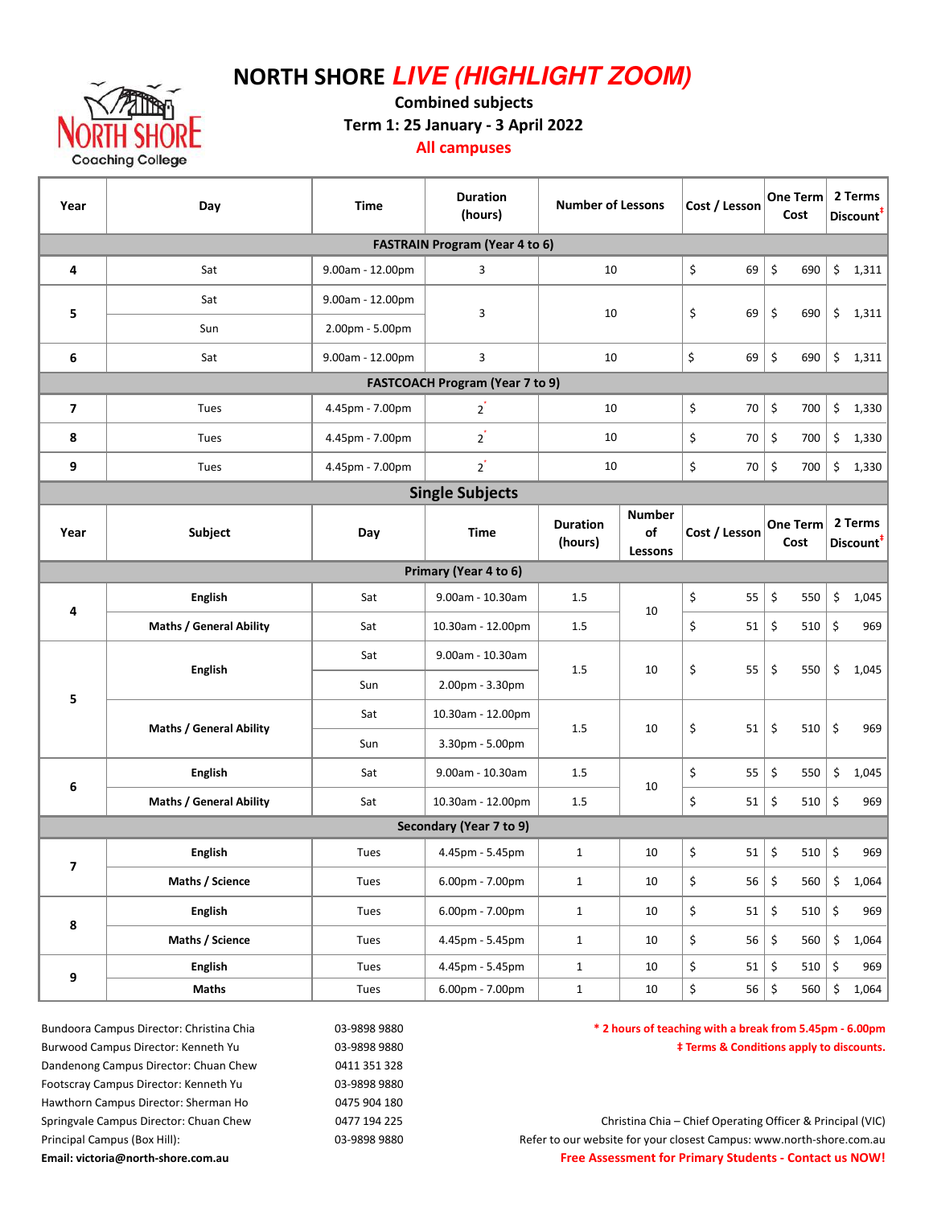# NORTH SHORE *LIVE (HIGHLIGHT ZOOM)*

**Combined subjects**

**Term 1: 25 January - 3 April 2022**

**All campuses**

| Year | Day | Time | Duration (hours) | Number of Lessons | Cost / Lesson | One Term Cost | 2 Terms Discount‡ |
|---|---|---|---|---|---|---|---|
| **FASTRAIN Program (Year 4 to 6)** | | | | | | | |
| 4 | Sat | 9.00am - 12.00pm | 3 | 10 | $ 69 | $ 690 | $ 1,311 |
| 5 | Sat | 9.00am - 12.00pm | 3 | 10 | $ 69 | $ 690 | $ 1,311 |
| | Sun | 2.00pm - 5.00pm | | | | | |
| 6 | Sat | 9.00am - 12.00pm | 3 | 10 | $ 69 | $ 690 | $ 1,311 |
| **FASTCOACH Program (Year 7 to 9)** | | | | | | | |
| 7 | Tues | 4.45pm - 7.00pm | 2* | 10 | $ 70 | $ 700 | $ 1,330 |
| 8 | Tues | 4.45pm - 7.00pm | 2* | 10 | $ 70 | $ 700 | $ 1,330 |
| 9 | Tues | 4.45pm - 7.00pm | 2* | 10 | $ 70 | $ 700 | $ 1,330 |

## Single Subjects

| Year | Subject | Day | Time | Duration (hours) | Number of Lessons | Cost / Lesson | One Term Cost | 2 Terms Discount‡ |
|---|---|---|---|---|---|---|---|---|
| **Primary (Year 4 to 6)** | | | | | | | | |
| 4 | **English** | Sat | 9.00am - 10.30am | 1.5 | 10 | $ 55 | $ 550 | $ 1,045 |
| | **Maths / General Ability** | Sat | 10.30am - 12.00pm | 1.5 | | $ 51 | $ 510 | $ 969 |
| 5 | **English** | Sat | 9.00am - 10.30am | 1.5 | 10 | $ 55 | $ 550 | $ 1,045 |
| | | Sun | 2.00pm - 3.30pm | | | | | |
| | **Maths / General Ability** | Sat | 10.30am - 12.00pm | 1.5 | 10 | $ 51 | $ 510 | $ 969 |
| | | Sun | 3.30pm - 5.00pm | | | | | |
| 6 | **English** | Sat | 9.00am - 10.30am | 1.5 | 10 | $ 55 | $ 550 | $ 1,045 |
| | **Maths / General Ability** | Sat | 10.30am - 12.00pm | 1.5 | | $ 51 | $ 510 | $ 969 |
| **Secondary (Year 7 to 9)** | | | | | | | | |
| 7 | **English** | Tues | 4.45pm - 5.45pm | 1 | 10 | $ 51 | $ 510 | $ 969 |
| | **Maths / Science** | Tues | 6.00pm - 7.00pm | 1 | 10 | $ 56 | $ 560 | $ 1,064 |
| 8 | **English** | Tues | 6.00pm - 7.00pm | 1 | 10 | $ 51 | $ 510 | $ 969 |
| | **Maths / Science** | Tues | 4.45pm - 5.45pm | 1 | 10 | $ 56 | $ 560 | $ 1,064 |
| 9 | **English** | Tues | 4.45pm - 5.45pm | 1 | 10 | $ 51 | $ 510 | $ 969 |
| | **Maths** | Tues | 6.00pm - 7.00pm | 1 | 10 | $ 56 | $ 560 | $ 1,064 |

Bundoora Campus Director: Christina Chia 03-9898 9880
Burwood Campus Director: Kenneth Yu 03-9898 9880
Dandenong Campus Director: Chuan Chew 0411 351 328
Footscray Campus Director: Kenneth Yu 03-9898 9880
Hawthorn Campus Director: Sherman Ho 0475 904 180
Springvale Campus Director: Chuan Chew 0477 194 225
Principal Campus (Box Hill): 03-9898 9880
**Email: victoria@north-shore.com.au**

**\* 2 hours of teaching with a break from 5.45pm - 6.00pm**
**‡ Terms & Conditions apply to discounts.**

Christina Chia – Chief Operating Officer & Principal (VIC)
Refer to our website for your closest Campus: www.north-shore.com.au
**Free Assessment for Primary Students - Contact us NOW!**